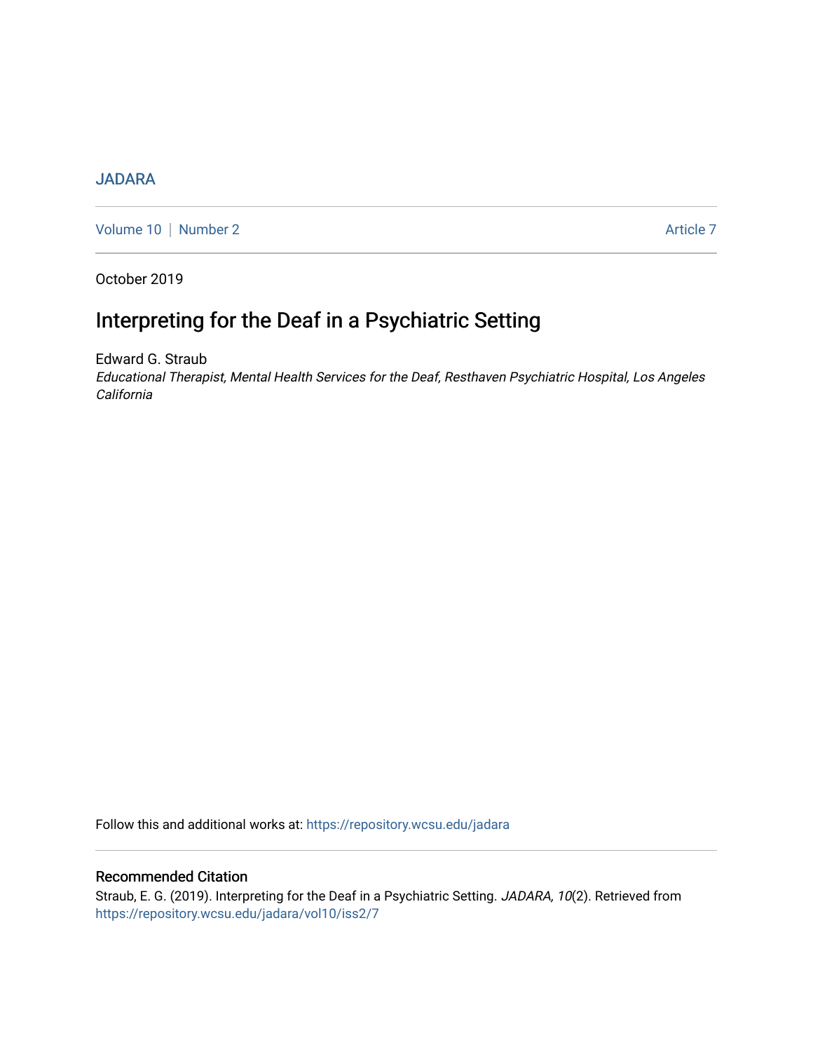JADARA

Volume 10 | Number 2 | Article 7

October 2019

# Interpreting for the Deaf in a Psychiatric Setting

Edward G. Straub

*Educational Therapist, Mental Health Services for the Deaf, Resthaven Psychiatric Hospital, Los Angeles California*

Follow this and additional works at: https://repository.wcsu.edu/jadara

## Recommended Citation

Straub, E. G. (2019). Interpreting for the Deaf in a Psychiatric Setting. *JADARA, 10*(2). Retrieved from https://repository.wcsu.edu/jadara/vol10/iss2/7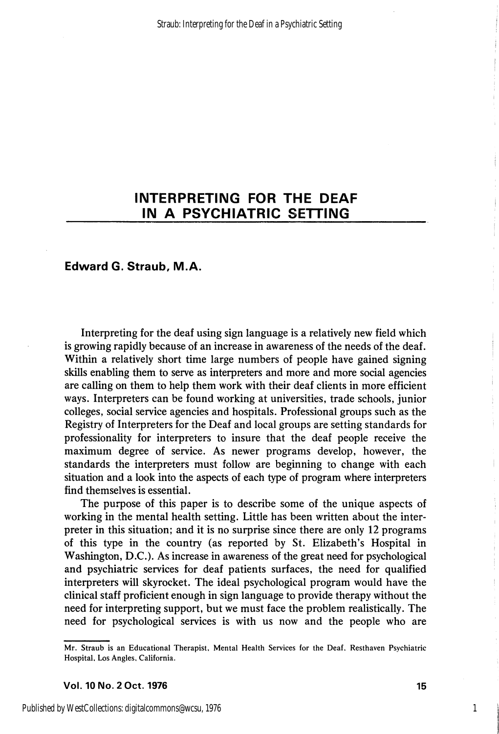# INTERPRETING FOR THE DEAF IN A PSYCHIATRIC SETTING

**Edward G. Straub, M.A.**

Interpreting for the deaf using sign language is a relatively new field which is growing rapidly because of an increase in awareness of the needs of the deaf. Within a relatively short time large numbers of people have gained signing skills enabling them to serve as interpreters and more and more social agencies are calling on them to help them work with their deaf clients in more efficient ways. Interpreters can be found working at universities, trade schools, junior colleges, social service agencies and hospitals. Professional groups such as the Registry of Interpreters for the Deaf and local groups are setting standards for professionality for interpreters to insure that the deaf people receive the maximum degree of service. As newer programs develop, however, the standards the interpreters must follow are beginning to change with each situation and a look into the aspects of each type of program where interpreters find themselves is essential.

The purpose of this paper is to describe some of the unique aspects of working in the mental health setting. Little has been written about the interpreter in this situation; and it is no surprise since there are only 12 programs of this type in the country (as reported by St. Elizabeth's Hospital in Washington, D.C.). As increase in awareness of the great need for psychological and psychiatric services for deaf patients surfaces, the need for qualified interpreters will skyrocket. The ideal psychological program would have the clinical staff proficient enough in sign language to provide therapy without the need for interpreting support, but we must face the problem realistically. The need for psychological services is with us now and the people who are

---

Mr. Straub is an Educational Therapist, Mental Health Services for the Deaf, Resthaven Psychiatric Hospital, Los Angles, California.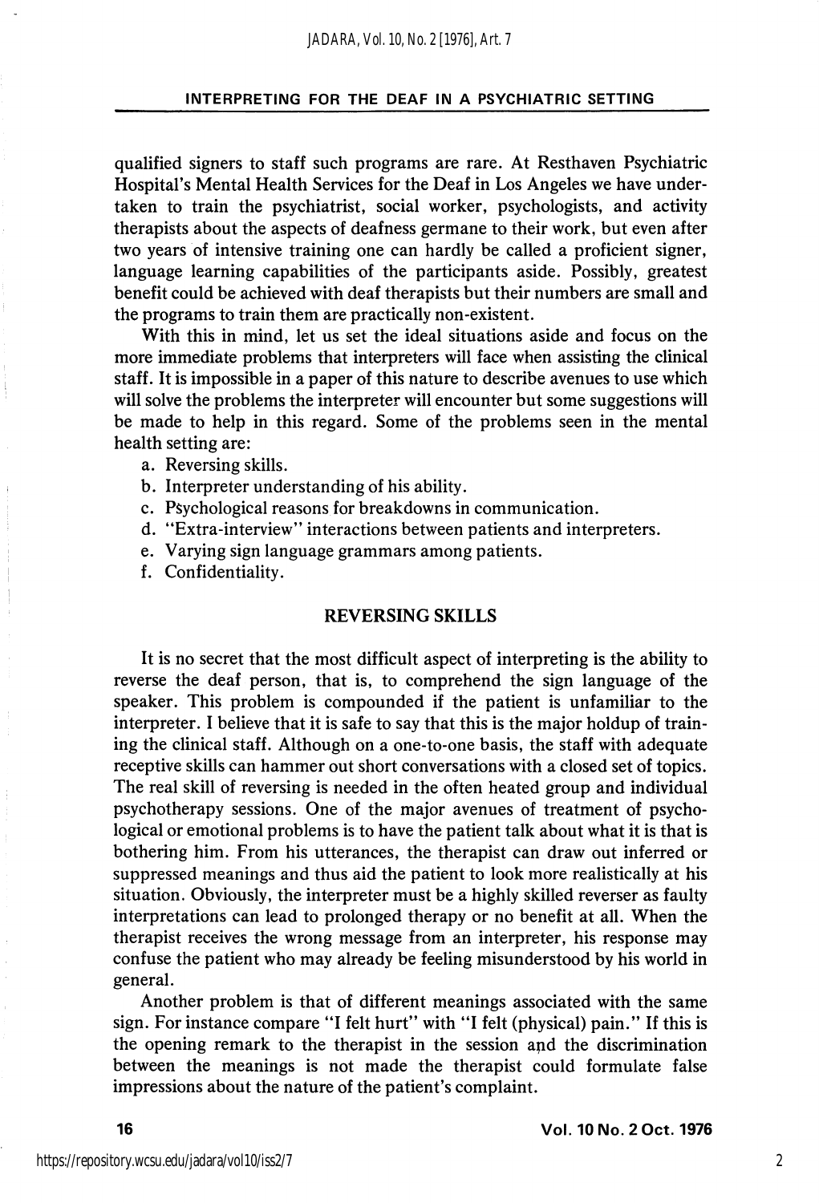qualified signers to staff such programs are rare. At Resthaven Psychiatric Hospital's Mental Health Services for the Deaf in Los Angeles we have undertaken to train the psychiatrist, social worker, psychologists, and activity therapists about the aspects of deafness germane to their work, but even after two years of intensive training one can hardly be called a proficient signer, language learning capabilities of the participants aside. Possibly, greatest benefit could be achieved with deaf therapists but their numbers are small and the programs to train them are practically non-existent.

With this in mind, let us set the ideal situations aside and focus on the more immediate problems that interpreters will face when assisting the clinical staff. It is impossible in a paper of this nature to describe avenues to use which will solve the problems the interpreter will encounter but some suggestions will be made to help in this regard. Some of the problems seen in the mental health setting are:

a. Reversing skills.
b. Interpreter understanding of his ability.
c. Psychological reasons for breakdowns in communication.
d. "Extra-interview" interactions between patients and interpreters.
e. Varying sign language grammars among patients.
f. Confidentiality.

## REVERSING SKILLS

It is no secret that the most difficult aspect of interpreting is the ability to reverse the deaf person, that is, to comprehend the sign language of the speaker. This problem is compounded if the patient is unfamiliar to the interpreter. I believe that it is safe to say that this is the major holdup of training the clinical staff. Although on a one-to-one basis, the staff with adequate receptive skills can hammer out short conversations with a closed set of topics. The real skill of reversing is needed in the often heated group and individual psychotherapy sessions. One of the major avenues of treatment of psychological or emotional problems is to have the patient talk about what it is that is bothering him. From his utterances, the therapist can draw out inferred or suppressed meanings and thus aid the patient to look more realistically at his situation. Obviously, the interpreter must be a highly skilled reverser as faulty interpretations can lead to prolonged therapy or no benefit at all. When the therapist receives the wrong message from an interpreter, his response may confuse the patient who may already be feeling misunderstood by his world in general.

Another problem is that of different meanings associated with the same sign. For instance compare "I felt hurt" with "I felt (physical) pain." If this is the opening remark to the therapist in the session and the discrimination between the meanings is not made the therapist could formulate false impressions about the nature of the patient's complaint.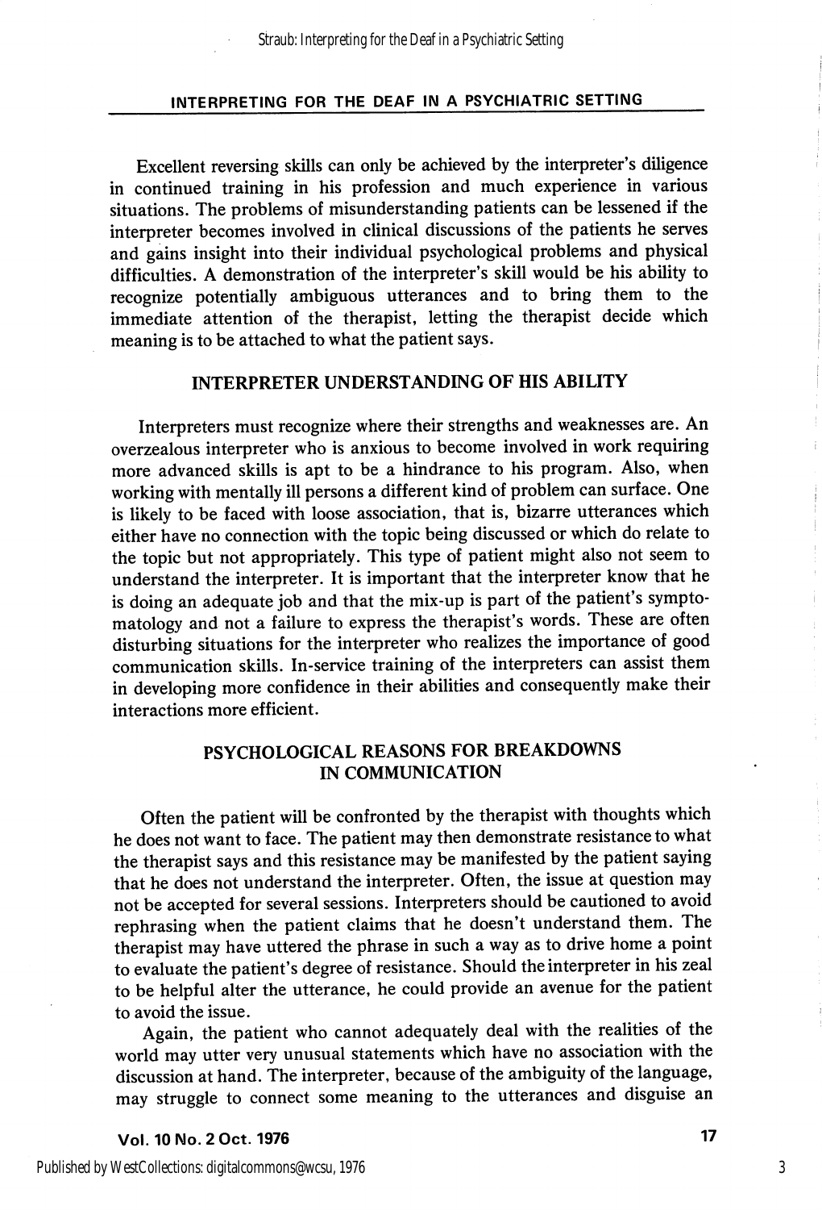Excellent reversing skills can only be achieved by the interpreter's diligence in continued training in his profession and much experience in various situations. The problems of misunderstanding patients can be lessened if the interpreter becomes involved in clinical discussions of the patients he serves and gains insight into their individual psychological problems and physical difficulties. A demonstration of the interpreter's skill would be his ability to recognize potentially ambiguous utterances and to bring them to the immediate attention of the therapist, letting the therapist decide which meaning is to be attached to what the patient says.

## INTERPRETER UNDERSTANDING OF HIS ABILITY

Interpreters must recognize where their strengths and weaknesses are. An overzealous interpreter who is anxious to become involved in work requiring more advanced skills is apt to be a hindrance to his program. Also, when working with mentally ill persons a different kind of problem can surface. One is likely to be faced with loose association, that is, bizarre utterances which either have no connection with the topic being discussed or which do relate to the topic but not appropriately. This type of patient might also not seem to understand the interpreter. It is important that the interpreter know that he is doing an adequate job and that the mix-up is part of the patient's symptomatology and not a failure to express the therapist's words. These are often disturbing situations for the interpreter who realizes the importance of good communication skills. In-service training of the interpreters can assist them in developing more confidence in their abilities and consequently make their interactions more efficient.

## PSYCHOLOGICAL REASONS FOR BREAKDOWNS IN COMMUNICATION

Often the patient will be confronted by the therapist with thoughts which he does not want to face. The patient may then demonstrate resistance to what the therapist says and this resistance may be manifested by the patient saying that he does not understand the interpreter. Often, the issue at question may not be accepted for several sessions. Interpreters should be cautioned to avoid rephrasing when the patient claims that he doesn't understand them. The therapist may have uttered the phrase in such a way as to drive home a point to evaluate the patient's degree of resistance. Should the interpreter in his zeal to be helpful alter the utterance, he could provide an avenue for the patient to avoid the issue.

Again, the patient who cannot adequately deal with the realities of the world may utter very unusual statements which have no association with the discussion at hand. The interpreter, because of the ambiguity of the language, may struggle to connect some meaning to the utterances and disguise an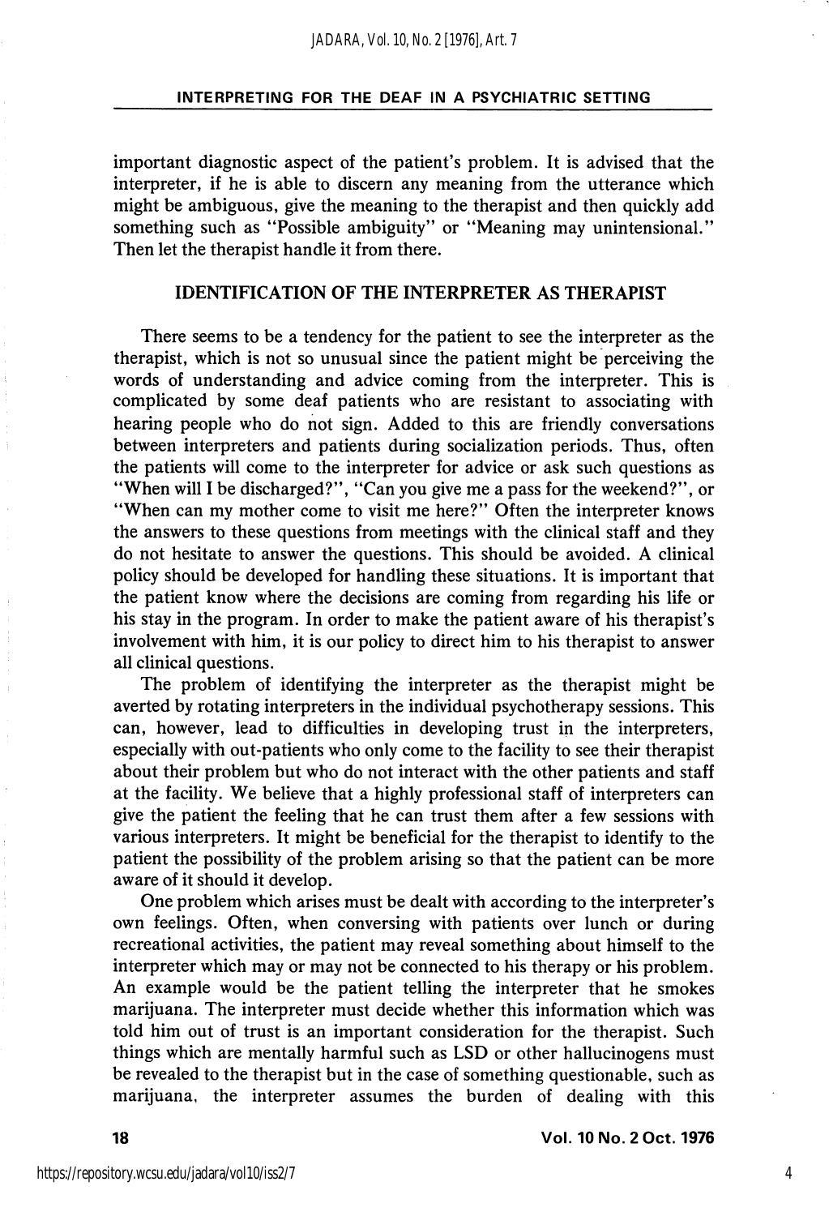important diagnostic aspect of the patient's problem. It is advised that the interpreter, if he is able to discern any meaning from the utterance which might be ambiguous, give the meaning to the therapist and then quickly add something such as "Possible ambiguity" or "Meaning may unintensional." Then let the therapist handle it from there.

## IDENTIFICATION OF THE INTERPRETER AS THERAPIST

There seems to be a tendency for the patient to see the interpreter as the therapist, which is not so unusual since the patient might be perceiving the words of understanding and advice coming from the interpreter. This is complicated by some deaf patients who are resistant to associating with hearing people who do not sign. Added to this are friendly conversations between interpreters and patients during socialization periods. Thus, often the patients will come to the interpreter for advice or ask such questions as "When will I be discharged?", "Can you give me a pass for the weekend?", or "When can my mother come to visit me here?" Often the interpreter knows the answers to these questions from meetings with the clinical staff and they do not hesitate to answer the questions. This should be avoided. A clinical policy should be developed for handling these situations. It is important that the patient know where the decisions are coming from regarding his life or his stay in the program. In order to make the patient aware of his therapist's involvement with him, it is our policy to direct him to his therapist to answer all clinical questions.

The problem of identifying the interpreter as the therapist might be averted by rotating interpreters in the individual psychotherapy sessions. This can, however, lead to difficulties in developing trust in the interpreters, especially with out-patients who only come to the facility to see their therapist about their problem but who do not interact with the other patients and staff at the facility. We believe that a highly professional staff of interpreters can give the patient the feeling that he can trust them after a few sessions with various interpreters. It might be beneficial for the therapist to identify to the patient the possibility of the problem arising so that the patient can be more aware of it should it develop.

One problem which arises must be dealt with according to the interpreter's own feelings. Often, when conversing with patients over lunch or during recreational activities, the patient may reveal something about himself to the interpreter which may or may not be connected to his therapy or his problem. An example would be the patient telling the interpreter that he smokes marijuana. The interpreter must decide whether this information which was told him out of trust is an important consideration for the therapist. Such things which are mentally harmful such as LSD or other hallucinogens must be revealed to the therapist but in the case of something questionable, such as marijuana, the interpreter assumes the burden of dealing with this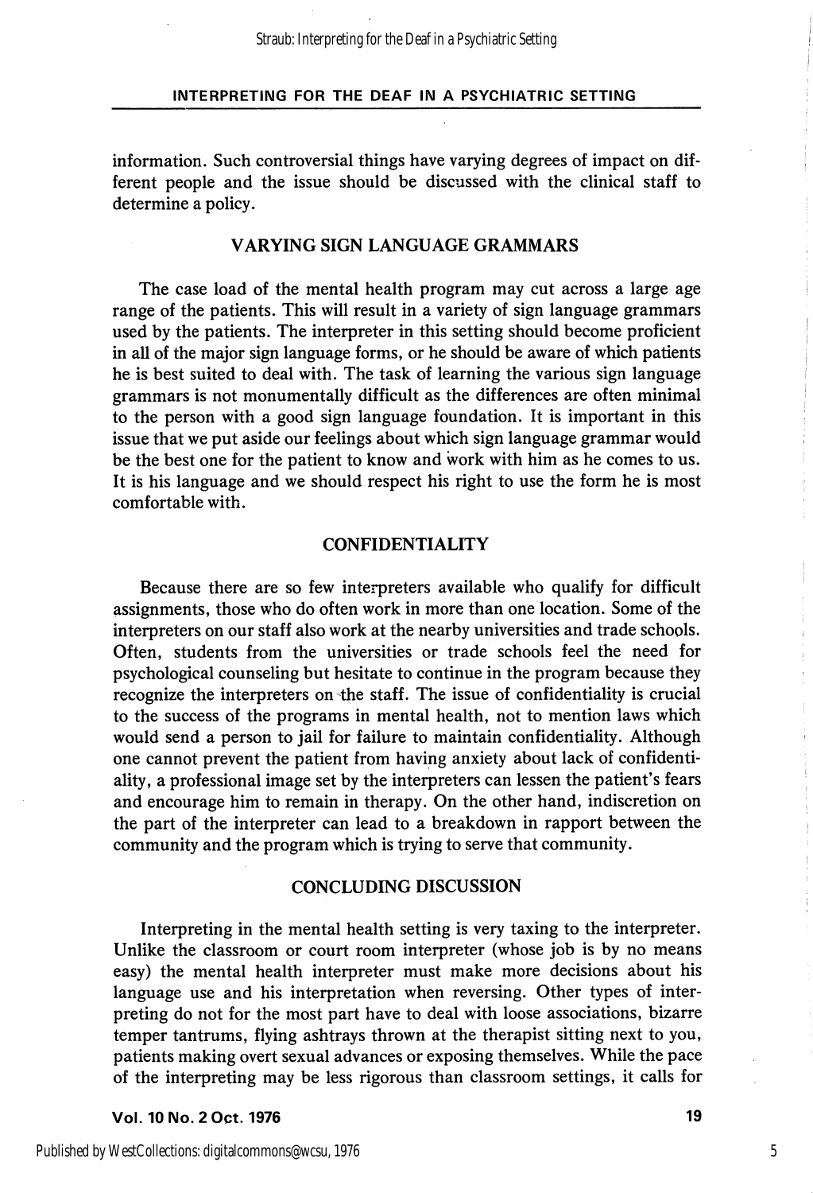information. Such controversial things have varying degrees of impact on different people and the issue should be discussed with the clinical staff to determine a policy.

## VARYING SIGN LANGUAGE GRAMMARS

The case load of the mental health program may cut across a large age range of the patients. This will result in a variety of sign language grammars used by the patients. The interpreter in this setting should become proficient in all of the major sign language forms, or he should be aware of which patients he is best suited to deal with. The task of learning the various sign language grammars is not monumentally difficult as the differences are often minimal to the person with a good sign language foundation. It is important in this issue that we put aside our feelings about which sign language grammar would be the best one for the patient to know and work with him as he comes to us. It is his language and we should respect his right to use the form he is most comfortable with.

## CONFIDENTIALITY

Because there are so few interpreters available who qualify for difficult assignments, those who do often work in more than one location. Some of the interpreters on our staff also work at the nearby universities and trade schools. Often, students from the universities or trade schools feel the need for psychological counseling but hesitate to continue in the program because they recognize the interpreters on the staff. The issue of confidentiality is crucial to the success of the programs in mental health, not to mention laws which would send a person to jail for failure to maintain confidentiality. Although one cannot prevent the patient from having anxiety about lack of confidentiality, a professional image set by the interpreters can lessen the patient's fears and encourage him to remain in therapy. On the other hand, indiscretion on the part of the interpreter can lead to a breakdown in rapport between the community and the program which is trying to serve that community.

## CONCLUDING DISCUSSION

Interpreting in the mental health setting is very taxing to the interpreter. Unlike the classroom or court room interpreter (whose job is by no means easy) the mental health interpreter must make more decisions about his language use and his interpretation when reversing. Other types of interpreting do not for the most part have to deal with loose associations, bizarre temper tantrums, flying ashtrays thrown at the therapist sitting next to you, patients making overt sexual advances or exposing themselves. While the pace of the interpreting may be less rigorous than classroom settings, it calls for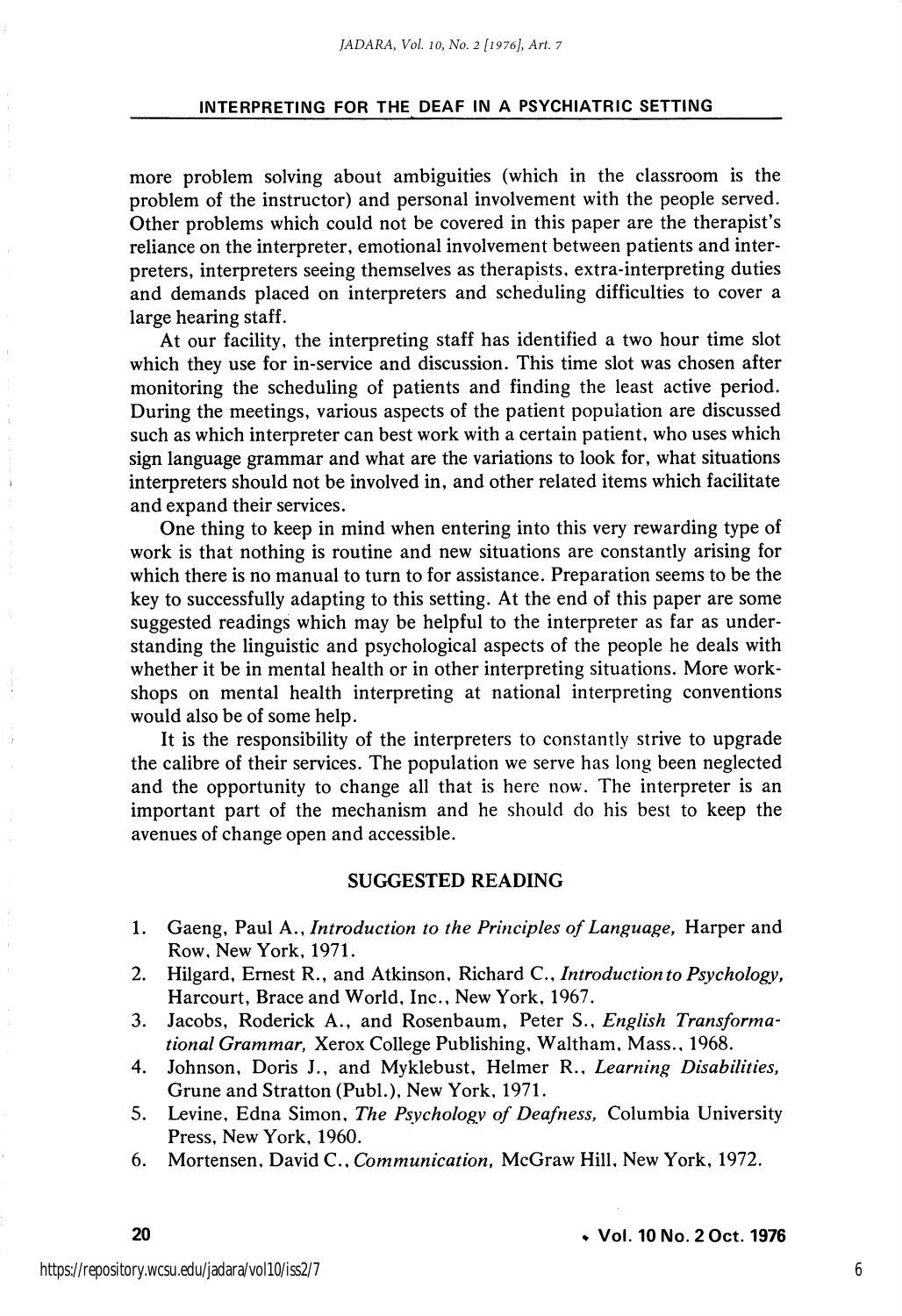more problem solving about ambiguities (which in the classroom is the problem of the instructor) and personal involvement with the people served. Other problems which could not be covered in this paper are the therapist's reliance on the interpreter, emotional involvement between patients and interpreters, interpreters seeing themselves as therapists, extra-interpreting duties and demands placed on interpreters and scheduling difficulties to cover a large hearing staff.

At our facility, the interpreting staff has identified a two hour time slot which they use for in-service and discussion. This time slot was chosen after monitoring the scheduling of patients and finding the least active period. During the meetings, various aspects of the patient population are discussed such as which interpreter can best work with a certain patient, who uses which sign language grammar and what are the variations to look for, what situations interpreters should not be involved in, and other related items which facilitate and expand their services.

One thing to keep in mind when entering into this very rewarding type of work is that nothing is routine and new situations are constantly arising for which there is no manual to turn to for assistance. Preparation seems to be the key to successfully adapting to this setting. At the end of this paper are some suggested readings which may be helpful to the interpreter as far as understanding the linguistic and psychological aspects of the people he deals with whether it be in mental health or in other interpreting situations. More workshops on mental health interpreting at national interpreting conventions would also be of some help.

It is the responsibility of the interpreters to constantly strive to upgrade the calibre of their services. The population we serve has long been neglected and the opportunity to change all that is here now. The interpreter is an important part of the mechanism and he should do his best to keep the avenues of change open and accessible.

## SUGGESTED READING

1. Gaeng, Paul A., *Introduction to the Principles of Language,* Harper and Row, New York, 1971.
2. Hilgard, Ernest R., and Atkinson, Richard C., *Introduction to Psychology,* Harcourt, Brace and World, Inc., New York, 1967.
3. Jacobs, Roderick A., and Rosenbaum, Peter S., *English Transformational Grammar,* Xerox College Publishing, Waltham, Mass., 1968.
4. Johnson, Doris J., and Myklebust, Helmer R., *Learning Disabilities,* Grune and Stratton (Publ.), New York, 1971.
5. Levine, Edna Simon, *The Psychology of Deafness,* Columbia University Press, New York, 1960.
6. Mortensen, David C., *Communication,* McGraw Hill, New York, 1972.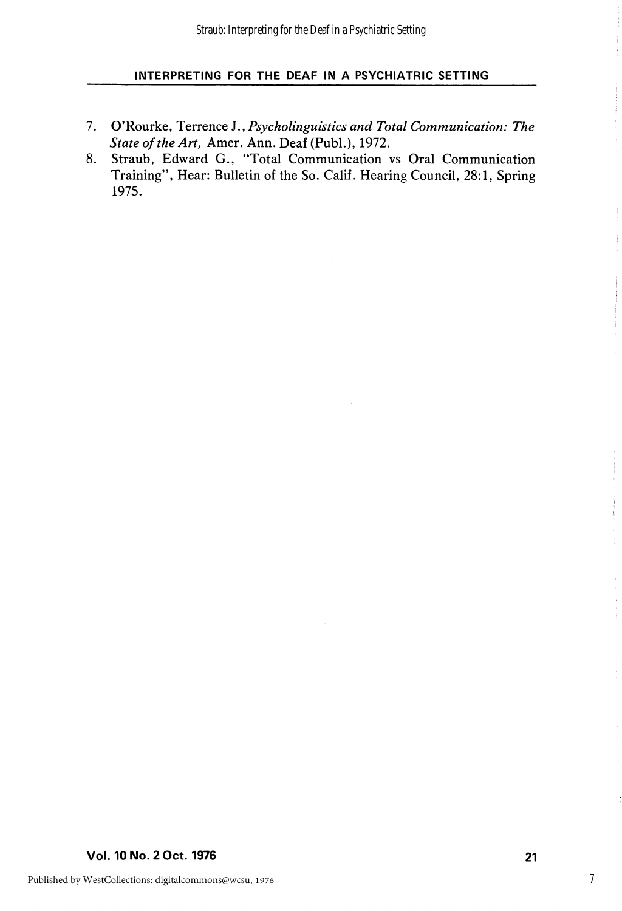7. O'Rourke, Terrence J., *Psycholinguistics and Total Communication: The State of the Art,* Amer. Ann. Deaf (Publ.), 1972.
8. Straub, Edward G., "Total Communication vs Oral Communication Training", Hear: Bulletin of the So. Calif. Hearing Council, 28:1, Spring 1975.